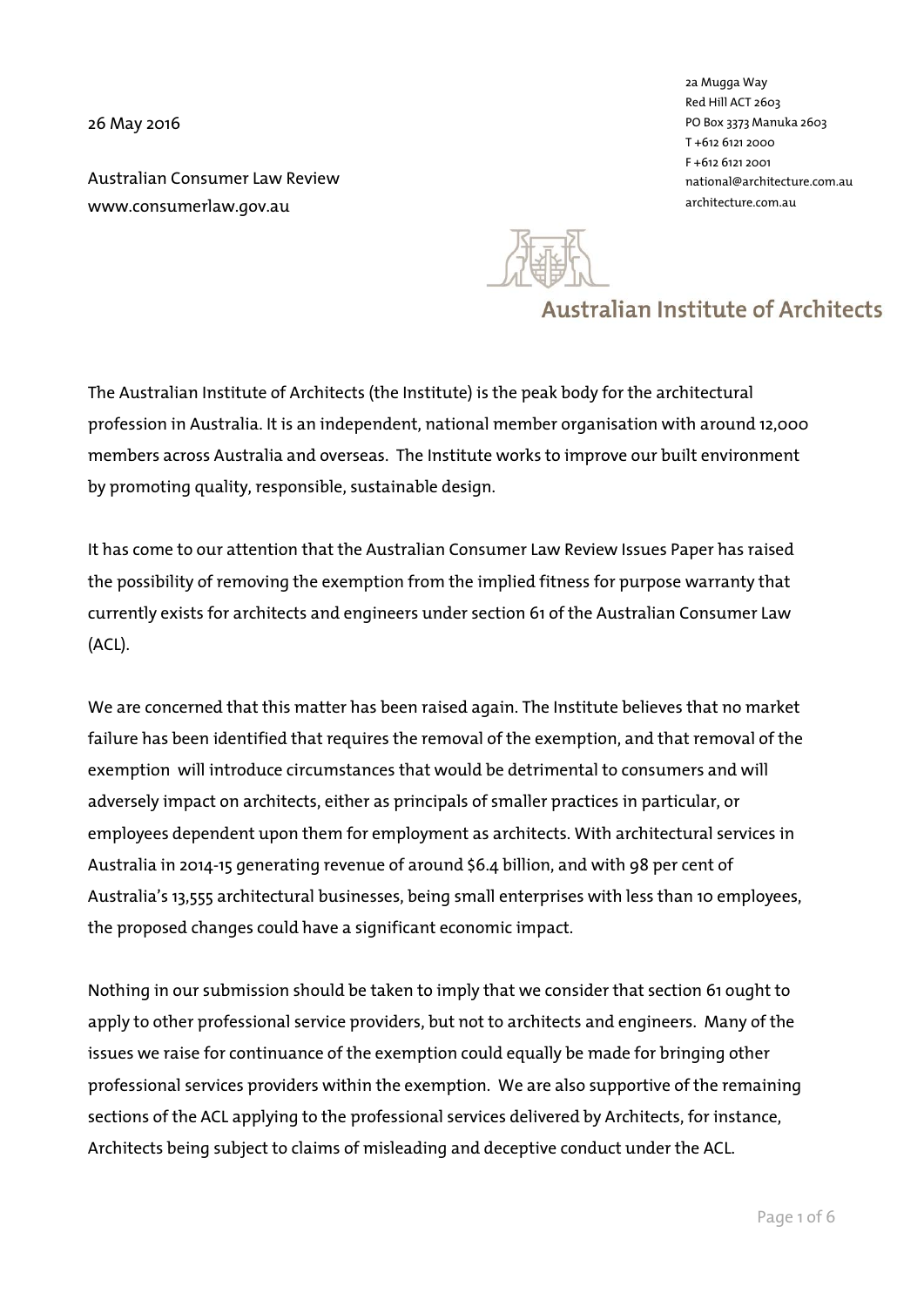26 May 2016

Australian Consumer Law Review
www.consumerlaw.gov.au

2a Mugga Way
Red Hill ACT 2603
PO Box 3373 Manuka 2603
T +612 6121 2000
F +612 6121 2001
national@architecture.com.au
architecture.com.au

Australian Institute of Architects

The Australian Institute of Architects (the Institute) is the peak body for the architectural profession in Australia. It is an independent, national member organisation with around 12,000 members across Australia and overseas. The Institute works to improve our built environment by promoting quality, responsible, sustainable design.

It has come to our attention that the Australian Consumer Law Review Issues Paper has raised the possibility of removing the exemption from the implied fitness for purpose warranty that currently exists for architects and engineers under section 61 of the Australian Consumer Law (ACL).

We are concerned that this matter has been raised again. The Institute believes that no market failure has been identified that requires the removal of the exemption, and that removal of the exemption will introduce circumstances that would be detrimental to consumers and will adversely impact on architects, either as principals of smaller practices in particular, or employees dependent upon them for employment as architects. With architectural services in Australia in 2014-15 generating revenue of around $6.4 billion, and with 98 per cent of Australia's 13,555 architectural businesses, being small enterprises with less than 10 employees, the proposed changes could have a significant economic impact.

Nothing in our submission should be taken to imply that we consider that section 61 ought to apply to other professional service providers, but not to architects and engineers. Many of the issues we raise for continuance of the exemption could equally be made for bringing other professional services providers within the exemption. We are also supportive of the remaining sections of the ACL applying to the professional services delivered by Architects, for instance, Architects being subject to claims of misleading and deceptive conduct under the ACL.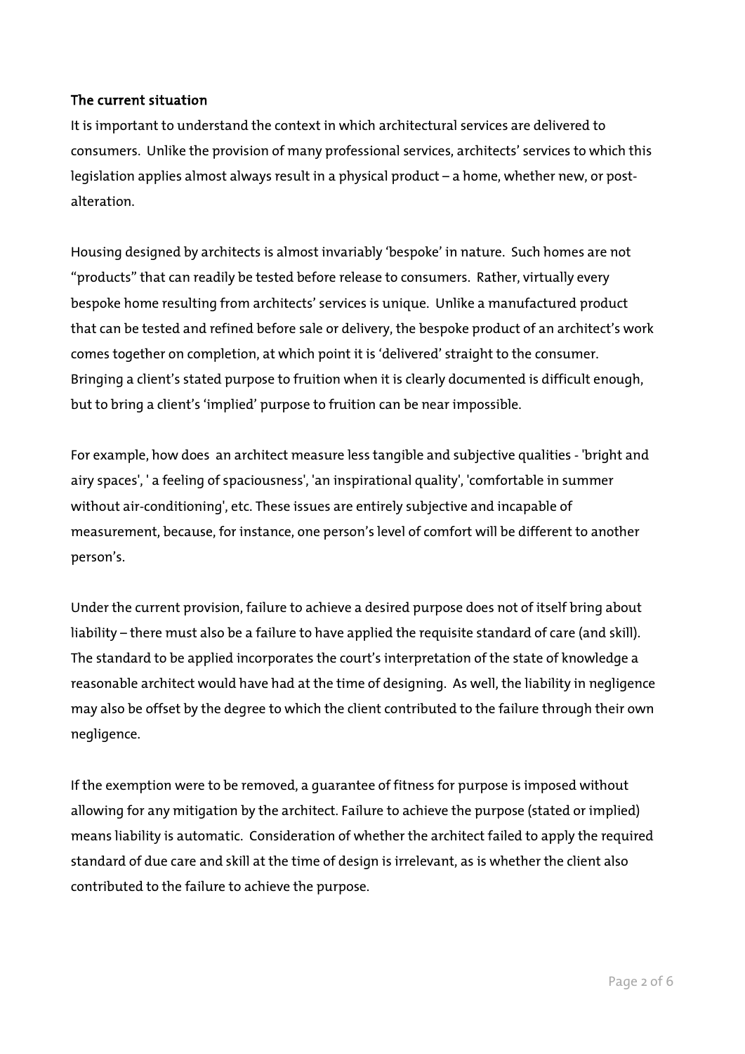### The current situation

It is important to understand the context in which architectural services are delivered to consumers. Unlike the provision of many professional services, architects' services to which this legislation applies almost always result in a physical product – a home, whether new, or post-alteration.

Housing designed by architects is almost invariably 'bespoke' in nature. Such homes are not "products" that can readily be tested before release to consumers. Rather, virtually every bespoke home resulting from architects' services is unique. Unlike a manufactured product that can be tested and refined before sale or delivery, the bespoke product of an architect's work comes together on completion, at which point it is 'delivered' straight to the consumer. Bringing a client's stated purpose to fruition when it is clearly documented is difficult enough, but to bring a client's 'implied' purpose to fruition can be near impossible.

For example, how does an architect measure less tangible and subjective qualities - 'bright and airy spaces', ' a feeling of spaciousness', 'an inspirational quality', 'comfortable in summer without air-conditioning', etc. These issues are entirely subjective and incapable of measurement, because, for instance, one person's level of comfort will be different to another person's.

Under the current provision, failure to achieve a desired purpose does not of itself bring about liability – there must also be a failure to have applied the requisite standard of care (and skill). The standard to be applied incorporates the court's interpretation of the state of knowledge a reasonable architect would have had at the time of designing. As well, the liability in negligence may also be offset by the degree to which the client contributed to the failure through their own negligence.

If the exemption were to be removed, a guarantee of fitness for purpose is imposed without allowing for any mitigation by the architect. Failure to achieve the purpose (stated or implied) means liability is automatic. Consideration of whether the architect failed to apply the required standard of due care and skill at the time of design is irrelevant, as is whether the client also contributed to the failure to achieve the purpose.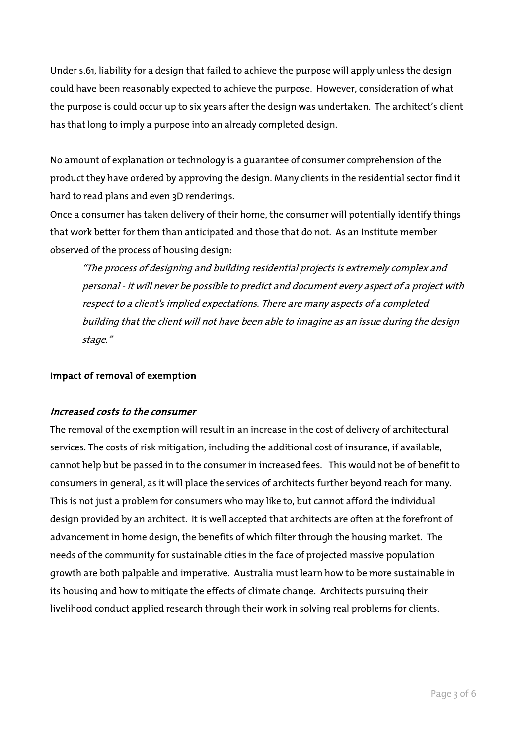Under s.61, liability for a design that failed to achieve the purpose will apply unless the design could have been reasonably expected to achieve the purpose. However, consideration of what the purpose is could occur up to six years after the design was undertaken. The architect's client has that long to imply a purpose into an already completed design.

No amount of explanation or technology is a guarantee of consumer comprehension of the product they have ordered by approving the design. Many clients in the residential sector find it hard to read plans and even 3D renderings.

Once a consumer has taken delivery of their home, the consumer will potentially identify things that work better for them than anticipated and those that do not. As an Institute member observed of the process of housing design:

> *"The process of designing and building residential projects is extremely complex and personal - it will never be possible to predict and document every aspect of a project with respect to a client's implied expectations. There are many aspects of a completed building that the client will not have been able to imagine as an issue during the design stage."*

## Impact of removal of exemption

### *Increased costs to the consumer*

The removal of the exemption will result in an increase in the cost of delivery of architectural services. The costs of risk mitigation, including the additional cost of insurance, if available, cannot help but be passed in to the consumer in increased fees. This would not be of benefit to consumers in general, as it will place the services of architects further beyond reach for many. This is not just a problem for consumers who may like to, but cannot afford the individual design provided by an architect. It is well accepted that architects are often at the forefront of advancement in home design, the benefits of which filter through the housing market. The needs of the community for sustainable cities in the face of projected massive population growth are both palpable and imperative. Australia must learn how to be more sustainable in its housing and how to mitigate the effects of climate change. Architects pursuing their livelihood conduct applied research through their work in solving real problems for clients.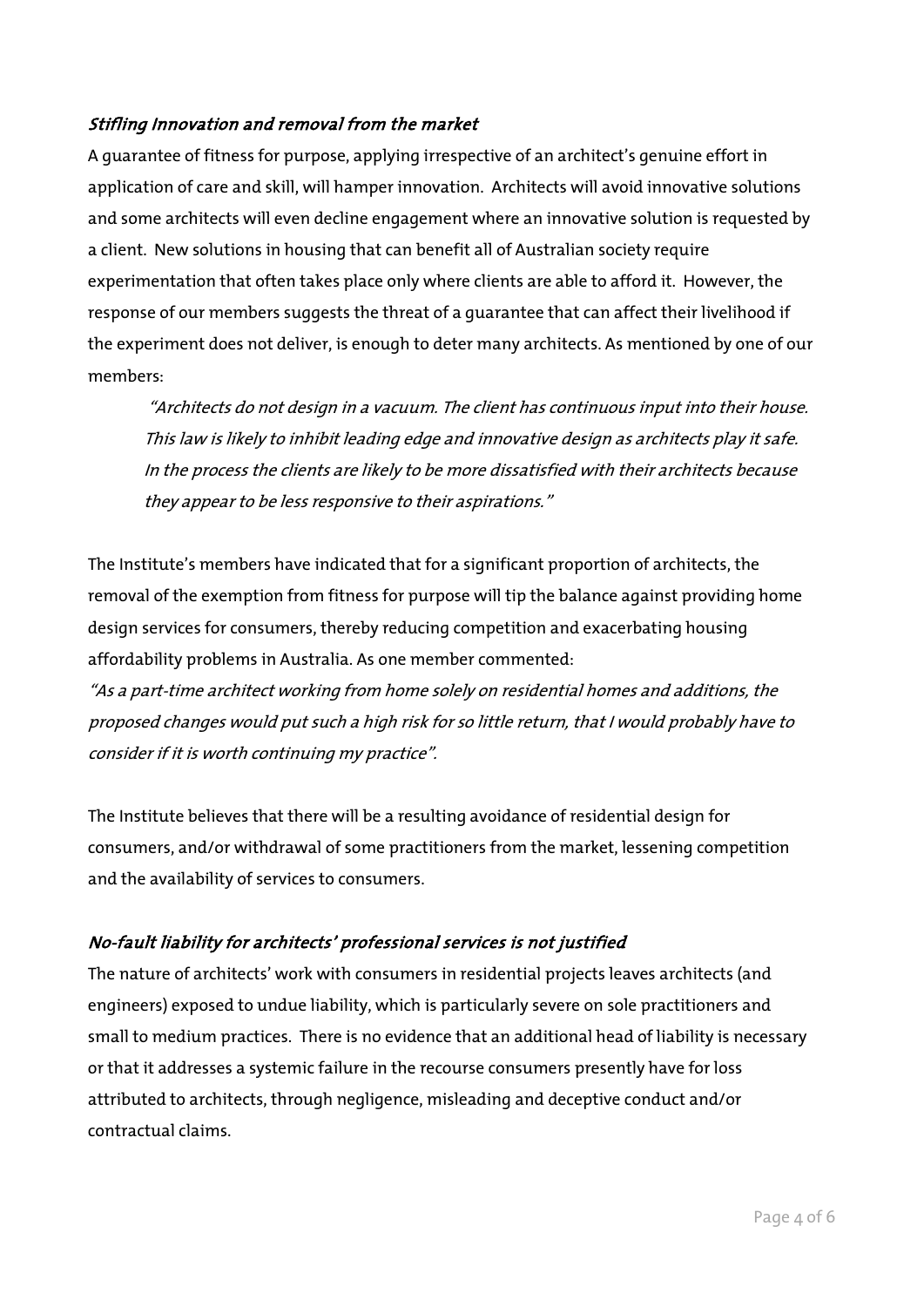### *Stifling Innovation and removal from the market*

A guarantee of fitness for purpose, applying irrespective of an architect's genuine effort in application of care and skill, will hamper innovation. Architects will avoid innovative solutions and some architects will even decline engagement where an innovative solution is requested by a client. New solutions in housing that can benefit all of Australian society require experimentation that often takes place only where clients are able to afford it. However, the response of our members suggests the threat of a guarantee that can affect their livelihood if the experiment does not deliver, is enough to deter many architects. As mentioned by one of our members:

> *"Architects do not design in a vacuum. The client has continuous input into their house. This law is likely to inhibit leading edge and innovative design as architects play it safe. In the process the clients are likely to be more dissatisfied with their architects because they appear to be less responsive to their aspirations."*

The Institute's members have indicated that for a significant proportion of architects, the removal of the exemption from fitness for purpose will tip the balance against providing home design services for consumers, thereby reducing competition and exacerbating housing affordability problems in Australia. As one member commented:

*"As a part-time architect working from home solely on residential homes and additions, the proposed changes would put such a high risk for so little return, that I would probably have to consider if it is worth continuing my practice".*

The Institute believes that there will be a resulting avoidance of residential design for consumers, and/or withdrawal of some practitioners from the market, lessening competition and the availability of services to consumers.

### *No-fault liability for architects' professional services is not justified*

The nature of architects' work with consumers in residential projects leaves architects (and engineers) exposed to undue liability, which is particularly severe on sole practitioners and small to medium practices. There is no evidence that an additional head of liability is necessary or that it addresses a systemic failure in the recourse consumers presently have for loss attributed to architects, through negligence, misleading and deceptive conduct and/or contractual claims.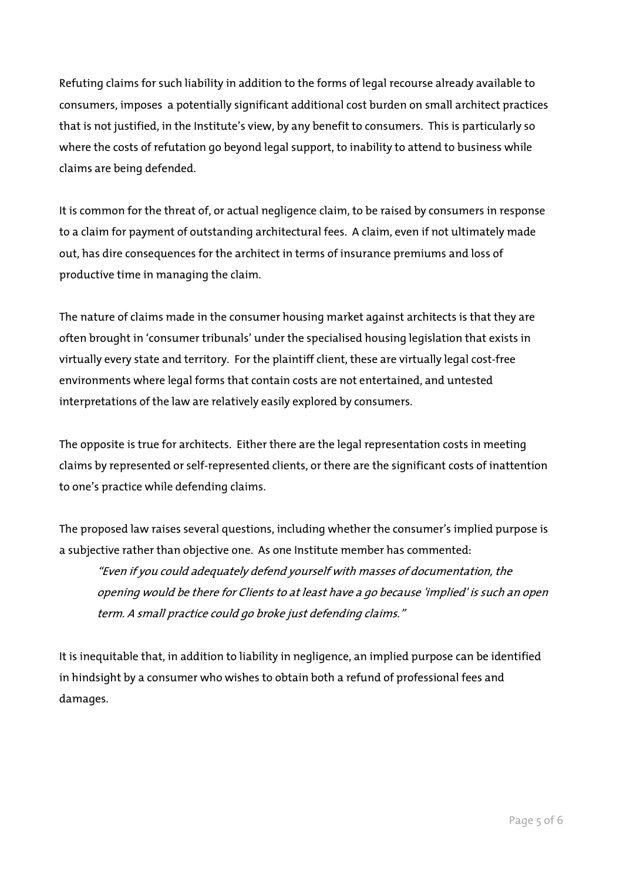Refuting claims for such liability in addition to the forms of legal recourse already available to consumers, imposes a potentially significant additional cost burden on small architect practices that is not justified, in the Institute's view, by any benefit to consumers. This is particularly so where the costs of refutation go beyond legal support, to inability to attend to business while claims are being defended.

It is common for the threat of, or actual negligence claim, to be raised by consumers in response to a claim for payment of outstanding architectural fees. A claim, even if not ultimately made out, has dire consequences for the architect in terms of insurance premiums and loss of productive time in managing the claim.

The nature of claims made in the consumer housing market against architects is that they are often brought in 'consumer tribunals' under the specialised housing legislation that exists in virtually every state and territory. For the plaintiff client, these are virtually legal cost-free environments where legal forms that contain costs are not entertained, and untested interpretations of the law are relatively easily explored by consumers.

The opposite is true for architects. Either there are the legal representation costs in meeting claims by represented or self-represented clients, or there are the significant costs of inattention to one's practice while defending claims.

The proposed law raises several questions, including whether the consumer's implied purpose is a subjective rather than objective one. As one Institute member has commented:

> *"Even if you could adequately defend yourself with masses of documentation, the opening would be there for Clients to at least have a go because 'implied' is such an open term. A small practice could go broke just defending claims."*

It is inequitable that, in addition to liability in negligence, an implied purpose can be identified in hindsight by a consumer who wishes to obtain both a refund of professional fees and damages.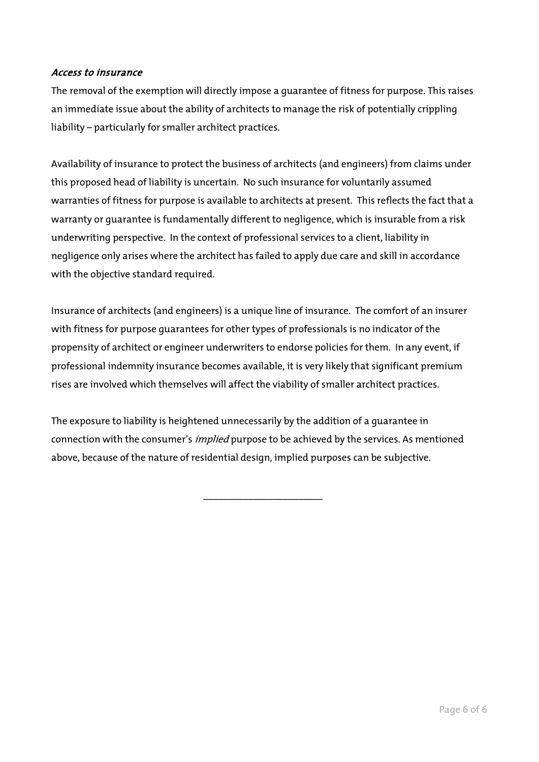*Access to insurance*

The removal of the exemption will directly impose a guarantee of fitness for purpose. This raises an immediate issue about the ability of architects to manage the risk of potentially crippling liability – particularly for smaller architect practices.

Availability of insurance to protect the business of architects (and engineers) from claims under this proposed head of liability is uncertain. No such insurance for voluntarily assumed warranties of fitness for purpose is available to architects at present. This reflects the fact that a warranty or guarantee is fundamentally different to negligence, which is insurable from a risk underwriting perspective. In the context of professional services to a client, liability in negligence only arises where the architect has failed to apply due care and skill in accordance with the objective standard required.

Insurance of architects (and engineers) is a unique line of insurance. The comfort of an insurer with fitness for purpose guarantees for other types of professionals is no indicator of the propensity of architect or engineer underwriters to endorse policies for them. In any event, if professional indemnity insurance becomes available, it is very likely that significant premium rises are involved which themselves will affect the viability of smaller architect practices.

The exposure to liability is heightened unnecessarily by the addition of a guarantee in connection with the consumer's *implied* purpose to be achieved by the services. As mentioned above, because of the nature of residential design, implied purposes can be subjective.

---